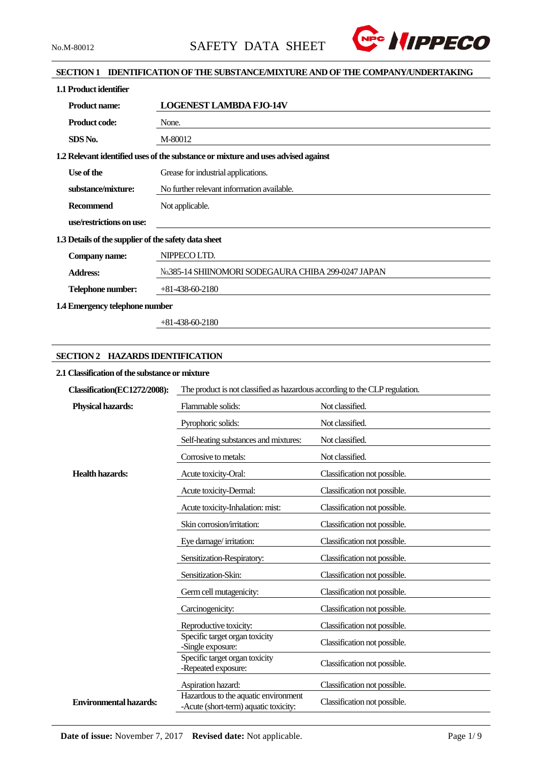No.M-80012 SAFETY DATA SHEET

## SECTION 1 IDENTIFICATION OF THE SUBSTANCE/MIXTURE AND OF THE COMPANY/UNDERTAKING

### 1.1 Product identifier

| | |
|---|---|
| **Product name:** | **LOGENEST LAMBDA FJO-14V** |
| **Product code:** | None. |
| **SDS No.** | M-80012 |

### 1.2 Relevant identified uses of the substance or mixture and uses advised against

| | |
|---|---|
| **Use of the substance/mixture:** | Grease for industrial applications.<br>No further relevant information available. |
| **Recommend use/restrictions on use:** | Not applicable. |

### 1.3 Details of the supplier of the safety data sheet

| | |
|---|---|
| **Company name:** | NIPPECO LTD. |
| **Address:** | №385-14 SHIINOMORI SODEGAURA CHIBA 299-0247 JAPAN |
| **Telephone number:** | +81-438-60-2180 |

### 1.4 Emergency telephone number

+81-438-60-2180

## SECTION 2 HAZARDS IDENTIFICATION

### 2.1 Classification of the substance or mixture

| | | |
|---|---|---|
| **Classification(EC1272/2008):** | The product is not classified as hazardous according to the CLP regulation. | |
| **Physical hazards:** | Flammable solids: | Not classified. |
| | Pyrophoric solids: | Not classified. |
| | Self-heating substances and mixtures: | Not classified. |
| | Corrosive to metals: | Not classified. |
| **Health hazards:** | Acute toxicity-Oral: | Classification not possible. |
| | Acute toxicity-Dermal: | Classification not possible. |
| | Acute toxicity-Inhalation: mist: | Classification not possible. |
| | Skin corrosion/irritation: | Classification not possible. |
| | Eye damage/ irritation: | Classification not possible. |
| | Sensitization-Respiratory: | Classification not possible. |
| | Sensitization-Skin: | Classification not possible. |
| | Germ cell mutagenicity: | Classification not possible. |
| | Carcinogenicity: | Classification not possible. |
| | Reproductive toxicity: | Classification not possible. |
| | Specific target organ toxicity -Single exposure: | Classification not possible. |
| | Specific target organ toxicity -Repeated exposure: | Classification not possible. |
| | Aspiration hazard: | Classification not possible. |
| **Environmental hazards:** | Hazardous to the aquatic environment -Acute (short-term) aquatic toxicity: | Classification not possible. |

**Date of issue:** November 7, 2017 **Revised date:** Not applicable.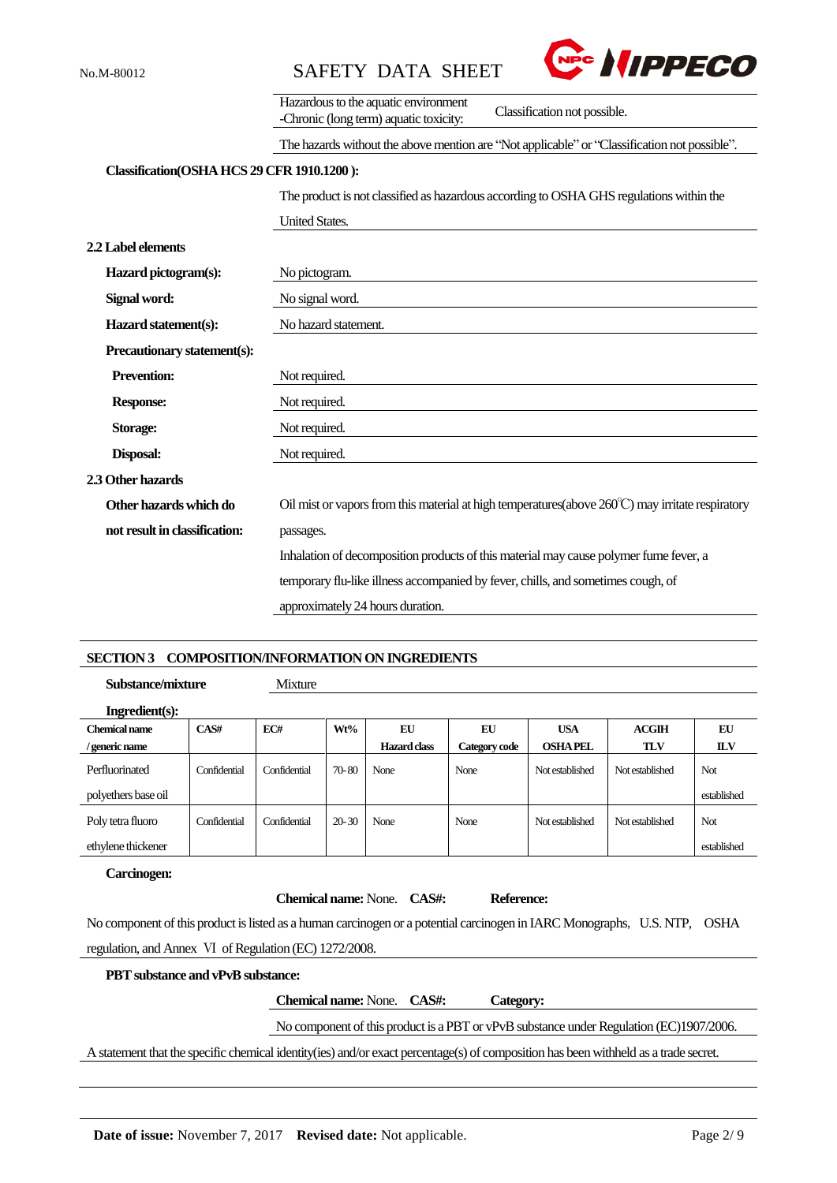| | |
|---|---|
| Hazardous to the aquatic environment -Chronic (long term) aquatic toxicity: | Classification not possible. |

The hazards without the above mention are "Not applicable" or "Classification not possible".

**Classification(OSHA HCS 29 CFR 1910.1200 ):**

The product is not classified as hazardous according to OSHA GHS regulations within the United States.

**2.2 Label elements**

**Hazard pictogram(s):** No pictogram.

**Signal word:** No signal word.

**Hazard statement(s):** No hazard statement.

**Precautionary statement(s):**

**Prevention:** Not required.

**Response:** Not required.

**Storage:** Not required.

**Disposal:** Not required.

**2.3 Other hazards**

**Other hazards which do not result in classification:** Oil mist or vapors from this material at high temperatures(above 260℃) may irritate respiratory passages.

Inhalation of decomposition products of this material may cause polymer fume fever, a temporary flu-like illness accompanied by fever, chills, and sometimes cough, of approximately 24 hours duration.

## SECTION 3 COMPOSITION/INFORMATION ON INGREDIENTS

**Substance/mixture** Mixture

**Ingredient(s):**

| Chemical name / generic name | CAS# | EC# | Wt% | EU Hazard class | EU Category code | USA OSHA PEL | ACGIH TLV | EU ILV |
|---|---|---|---|---|---|---|---|---|
| Perfluorinated polyethers base oil | Confidential | Confidential | 70-80 | None | None | Not established | Not established | Not established |
| Poly tetra fluoro ethylene thickener | Confidential | Confidential | 20-30 | None | None | Not established | Not established | Not established |

**Carcinogen:**

**Chemical name:** None. **CAS#:** **Reference:**

No component of this product is listed as a human carcinogen or a potential carcinogen in IARC Monographs, U.S. NTP, OSHA regulation, and Annex Ⅵ of Regulation (EC) 1272/2008.

**PBT substance and vPvB substance:**

**Chemical name:** None. **CAS#:** **Category:**

No component of this product is a PBT or vPvB substance under Regulation (EC)1907/2006.

A statement that the specific chemical identity(ies) and/or exact percentage(s) of composition has been withheld as a trade secret.

**Date of issue:** November 7, 2017 **Revised date:** Not applicable.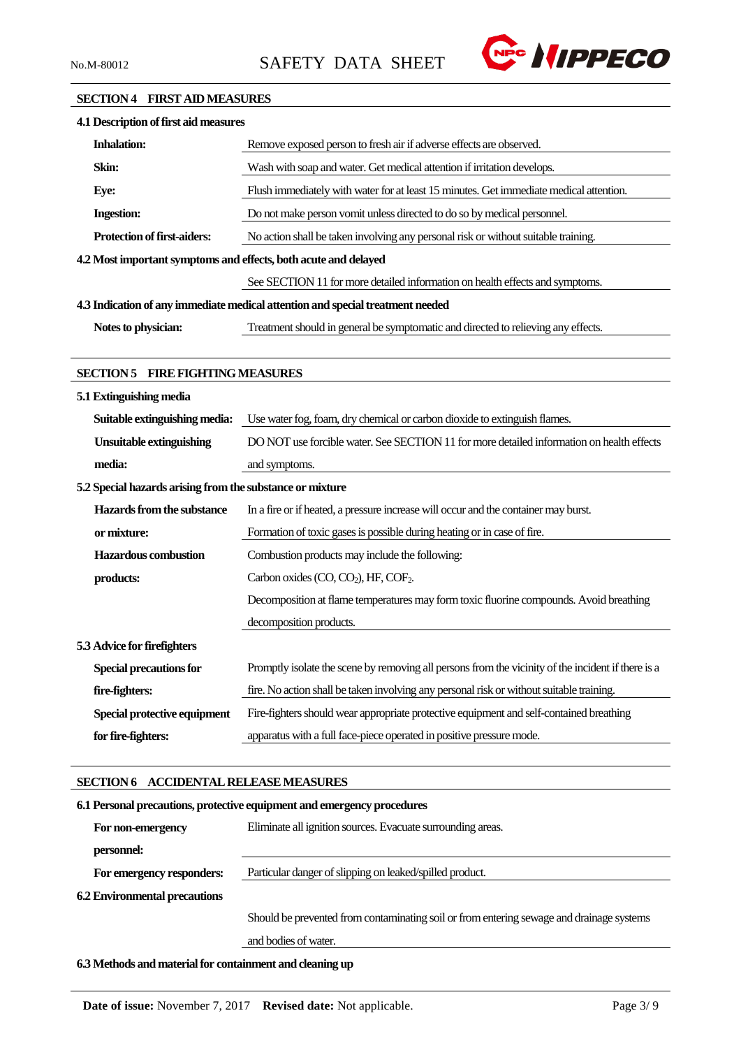## SECTION 4 FIRST AID MEASURES

### 4.1 Description of first aid measures

| | |
|---|---|
| **Inhalation:** | Remove exposed person to fresh air if adverse effects are observed. |
| **Skin:** | Wash with soap and water. Get medical attention if irritation develops. |
| **Eye:** | Flush immediately with water for at least 15 minutes. Get immediate medical attention. |
| **Ingestion:** | Do not make person vomit unless directed to do so by medical personnel. |
| **Protection of first-aiders:** | No action shall be taken involving any personal risk or without suitable training. |

### 4.2 Most important symptoms and effects, both acute and delayed

| | |
|---|---|
| | See SECTION 11 for more detailed information on health effects and symptoms. |

### 4.3 Indication of any immediate medical attention and special treatment needed

| | |
|---|---|
| **Notes to physician:** | Treatment should in general be symptomatic and directed to relieving any effects. |

## SECTION 5 FIRE FIGHTING MEASURES

### 5.1 Extinguishing media

| | |
|---|---|
| **Suitable extinguishing media:** | Use water fog, foam, dry chemical or carbon dioxide to extinguish flames. |
| **Unsuitable extinguishing media:** | DO NOT use forcible water. See SECTION 11 for more detailed information on health effects and symptoms. |

### 5.2 Special hazards arising from the substance or mixture

| | |
|---|---|
| **Hazards from the substance or mixture:** | In a fire or if heated, a pressure increase will occur and the container may burst. Formation of toxic gases is possible during heating or in case of fire. |
| **Hazardous combustion products:** | Combustion products may include the following: Carbon oxides ($CO$, $CO_2$), HF, $COF_2$. Decomposition at flame temperatures may form toxic fluorine compounds. Avoid breathing decomposition products. |

### 5.3 Advice for firefighters

| | |
|---|---|
| **Special precautions for fire-fighters:** | Promptly isolate the scene by removing all persons from the vicinity of the incident if there is a fire. No action shall be taken involving any personal risk or without suitable training. |
| **Special protective equipment for fire-fighters:** | Fire-fighters should wear appropriate protective equipment and self-contained breathing apparatus with a full face-piece operated in positive pressure mode. |

## SECTION 6 ACCIDENTAL RELEASE MEASURES

### 6.1 Personal precautions, protective equipment and emergency procedures

| | |
|---|---|
| **For non-emergency personnel:** | Eliminate all ignition sources. Evacuate surrounding areas. |
| **For emergency responders:** | Particular danger of slipping on leaked/spilled product. |

### 6.2 Environmental precautions

| | |
|---|---|
| | Should be prevented from contaminating soil or from entering sewage and drainage systems and bodies of water. |

### 6.3 Methods and material for containment and cleaning up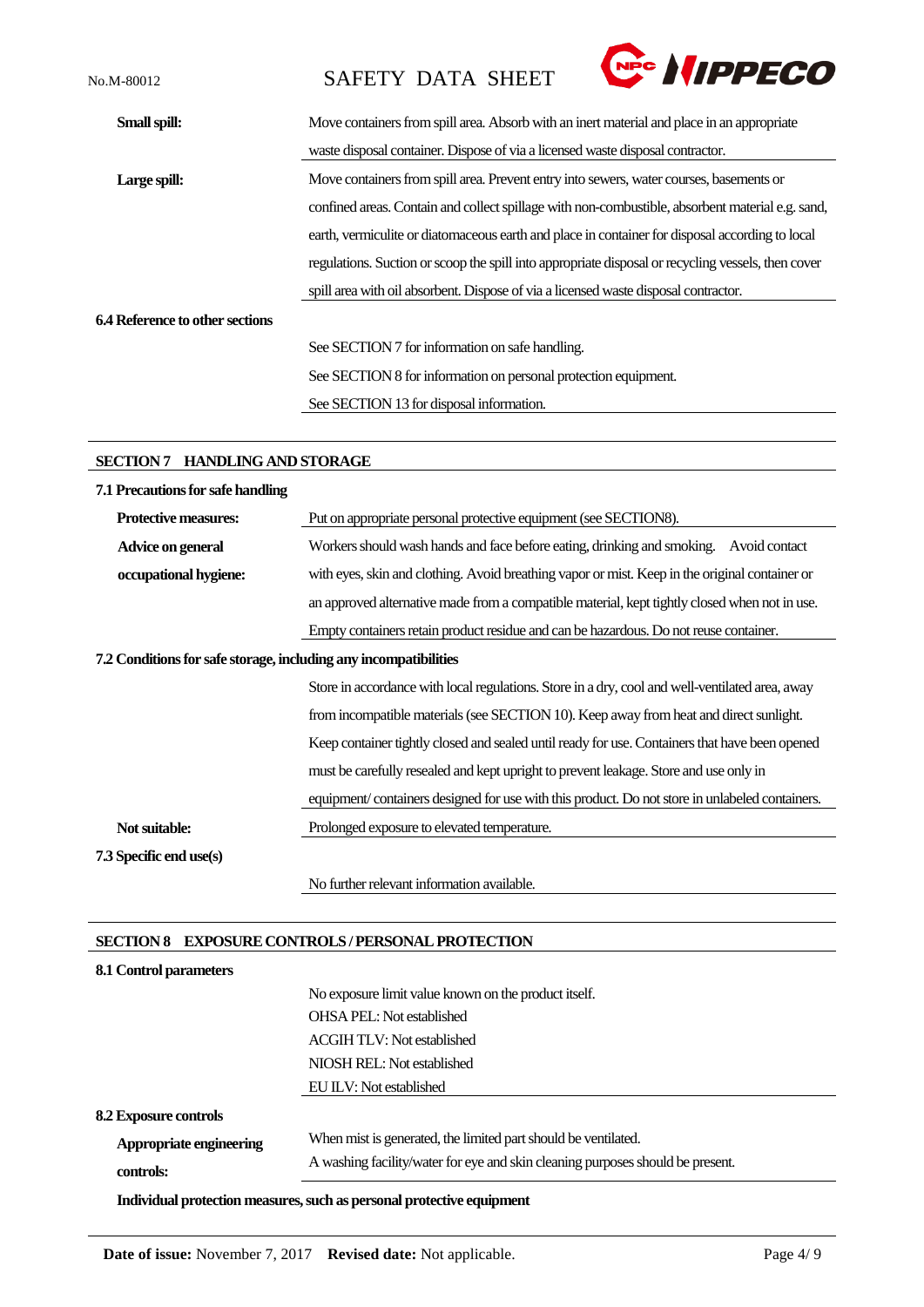**Small spill:** Move containers from spill area. Absorb with an inert material and place in an appropriate waste disposal container. Dispose of via a licensed waste disposal contractor.

**Large spill:** Move containers from spill area. Prevent entry into sewers, water courses, basements or confined areas. Contain and collect spillage with non-combustible, absorbent material e.g. sand, earth, vermiculite or diatomaceous earth and place in container for disposal according to local regulations. Suction or scoop the spill into appropriate disposal or recycling vessels, then cover spill area with oil absorbent. Dispose of via a licensed waste disposal contractor.

**6.4 Reference to other sections**

See SECTION 7 for information on safe handling.
See SECTION 8 for information on personal protection equipment.
See SECTION 13 for disposal information.

## SECTION 7 HANDLING AND STORAGE

**7.1 Precautions for safe handling**

**Protective measures:** Put on appropriate personal protective equipment (see SECTION8).

**Advice on general occupational hygiene:** Workers should wash hands and face before eating, drinking and smoking. Avoid contact with eyes, skin and clothing. Avoid breathing vapor or mist. Keep in the original container or an approved alternative made from a compatible material, kept tightly closed when not in use. Empty containers retain product residue and can be hazardous. Do not reuse container.

**7.2 Conditions for safe storage, including any incompatibilities**

Store in accordance with local regulations. Store in a dry, cool and well-ventilated area, away from incompatible materials (see SECTION 10). Keep away from heat and direct sunlight. Keep container tightly closed and sealed until ready for use. Containers that have been opened must be carefully resealed and kept upright to prevent leakage. Store and use only in equipment/ containers designed for use with this product. Do not store in unlabeled containers.

**Not suitable:** Prolonged exposure to elevated temperature.

**7.3 Specific end use(s)**

No further relevant information available.

## SECTION 8 EXPOSURE CONTROLS / PERSONAL PROTECTION

**8.1 Control parameters**

No exposure limit value known on the product itself.
OHSA PEL: Not established
ACGIH TLV: Not established
NIOSH REL: Not established
EU ILV: Not established

**8.2 Exposure controls**

**Appropriate engineering controls:** When mist is generated, the limited part should be ventilated.
A washing facility/water for eye and skin cleaning purposes should be present.

**Individual protection measures, such as personal protective equipment**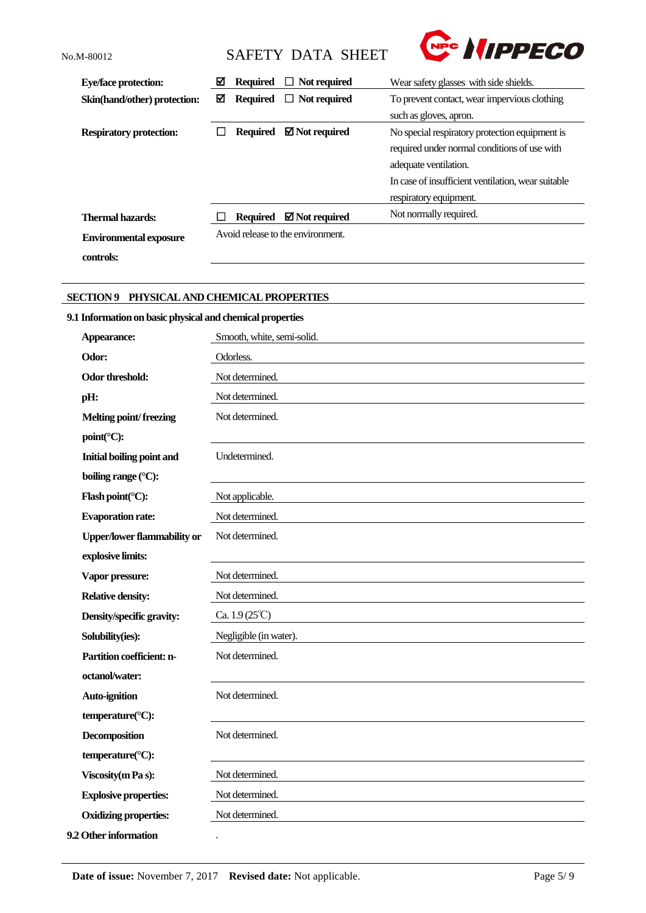| | | |
|---|---|---|
| **Eye/face protection:** | ☑ **Required** ☐ **Not required** | Wear safety glasses with side shields. |
| **Skin(hand/other) protection:** | ☑ **Required** ☐ **Not required** | To prevent contact, wear impervious clothing such as gloves, apron. |
| **Respiratory protection:** | ☐ **Required** ☑ **Not required** | No special respiratory protection equipment is required under normal conditions of use with adequate ventilation. In case of insufficient ventilation, wear suitable respiratory equipment. |
| **Thermal hazards:** | ☐ **Required** ☑ **Not required** | Not normally required. |
| **Environmental exposure controls:** | Avoid release to the environment. | |

## SECTION 9 PHYSICAL AND CHEMICAL PROPERTIES

### 9.1 Information on basic physical and chemical properties

| | |
|---|---|
| **Appearance:** | Smooth, white, semi-solid. |
| **Odor:** | Odorless. |
| **Odor threshold:** | Not determined. |
| **pH:** | Not determined. |
| **Melting point/ freezing point(°C):** | Not determined. |
| **Initial boiling point and boiling range (°C):** | Undetermined. |
| **Flash point(°C):** | Not applicable. |
| **Evaporation rate:** | Not determined. |
| **Upper/lower flammability or explosive limits:** | Not determined. |
| **Vapor pressure:** | Not determined. |
| **Relative density:** | Not determined. |
| **Density/specific gravity:** | Ca. 1.9 (25℃) |
| **Solubility(ies):** | Negligible (in water). |
| **Partition coefficient: n-octanol/water:** | Not determined. |
| **Auto-ignition temperature(°C):** | Not determined. |
| **Decomposition temperature(°C):** | Not determined. |
| **Viscosity(m Pa s):** | Not determined. |
| **Explosive properties:** | Not determined. |
| **Oxidizing properties:** | Not determined. |

### 9.2 Other information

.

**Date of issue:** November 7, 2017 **Revised date:** Not applicable.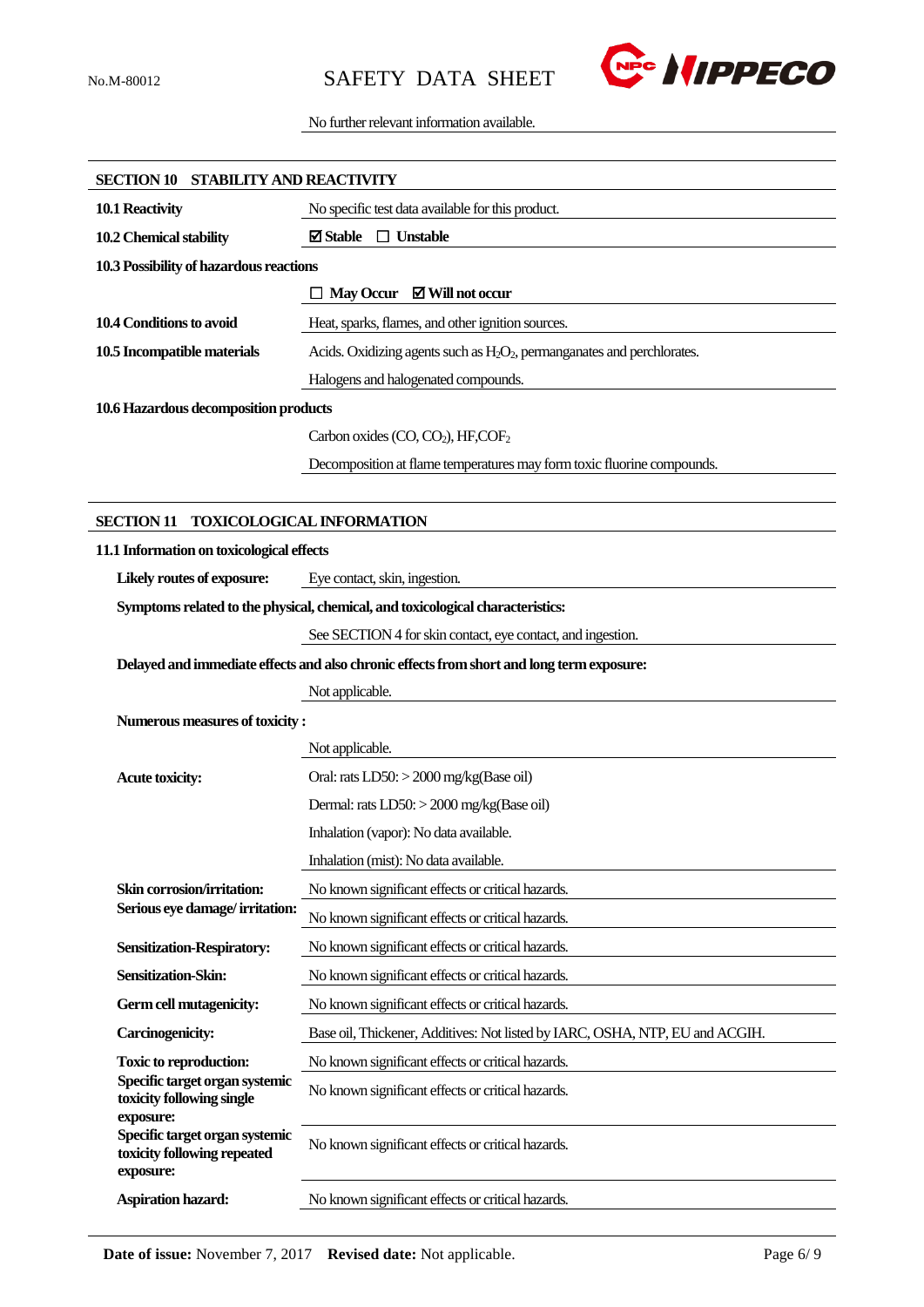No further relevant information available.

## SECTION 10 STABILITY AND REACTIVITY

| | |
|---|---|
| **10.1 Reactivity** | No specific test data available for this product. |
| **10.2 Chemical stability** | ☑ **Stable** ☐ **Unstable** |
| **10.3 Possibility of hazardous reactions** | |
| | ☐ **May Occur** ☑ **Will not occur** |
| **10.4 Conditions to avoid** | Heat, sparks, flames, and other ignition sources. |
| **10.5 Incompatible materials** | Acids. Oxidizing agents such as $H_2O_2$, permanganates and perchlorates. |
| | Halogens and halogenated compounds. |
| **10.6 Hazardous decomposition products** | |
| | Carbon oxides (CO, $CO_2$), HF,$COF_2$ |
| | Decomposition at flame temperatures may form toxic fluorine compounds. |

## SECTION 11 TOXICOLOGICAL INFORMATION

**11.1 Information on toxicological effects**

| | |
|---|---|
| **Likely routes of exposure:** | Eye contact, skin, ingestion. |
| **Symptoms related to the physical, chemical, and toxicological characteristics:** | |
| | See SECTION 4 for skin contact, eye contact, and ingestion. |
| **Delayed and immediate effects and also chronic effects from short and long term exposure:** | |
| | Not applicable. |
| **Numerous measures of toxicity :** | |
| | Not applicable. |
| **Acute toxicity:** | Oral: rats LD50: > 2000 mg/kg(Base oil) |
| | Dermal: rats LD50: > 2000 mg/kg(Base oil) |
| | Inhalation (vapor): No data available. |
| | Inhalation (mist): No data available. |
| **Skin corrosion/irritation:** | No known significant effects or critical hazards. |
| **Serious eye damage/ irritation:** | No known significant effects or critical hazards. |
| **Sensitization-Respiratory:** | No known significant effects or critical hazards. |
| **Sensitization-Skin:** | No known significant effects or critical hazards. |
| **Germ cell mutagenicity:** | No known significant effects or critical hazards. |
| **Carcinogenicity:** | Base oil, Thickener, Additives: Not listed by IARC, OSHA, NTP, EU and ACGIH. |
| **Toxic to reproduction:** | No known significant effects or critical hazards. |
| **Specific target organ systemic toxicity following single exposure:** | No known significant effects or critical hazards. |
| **Specific target organ systemic toxicity following repeated exposure:** | No known significant effects or critical hazards. |
| **Aspiration hazard:** | No known significant effects or critical hazards. |

**Date of issue:** November 7, 2017 **Revised date:** Not applicable.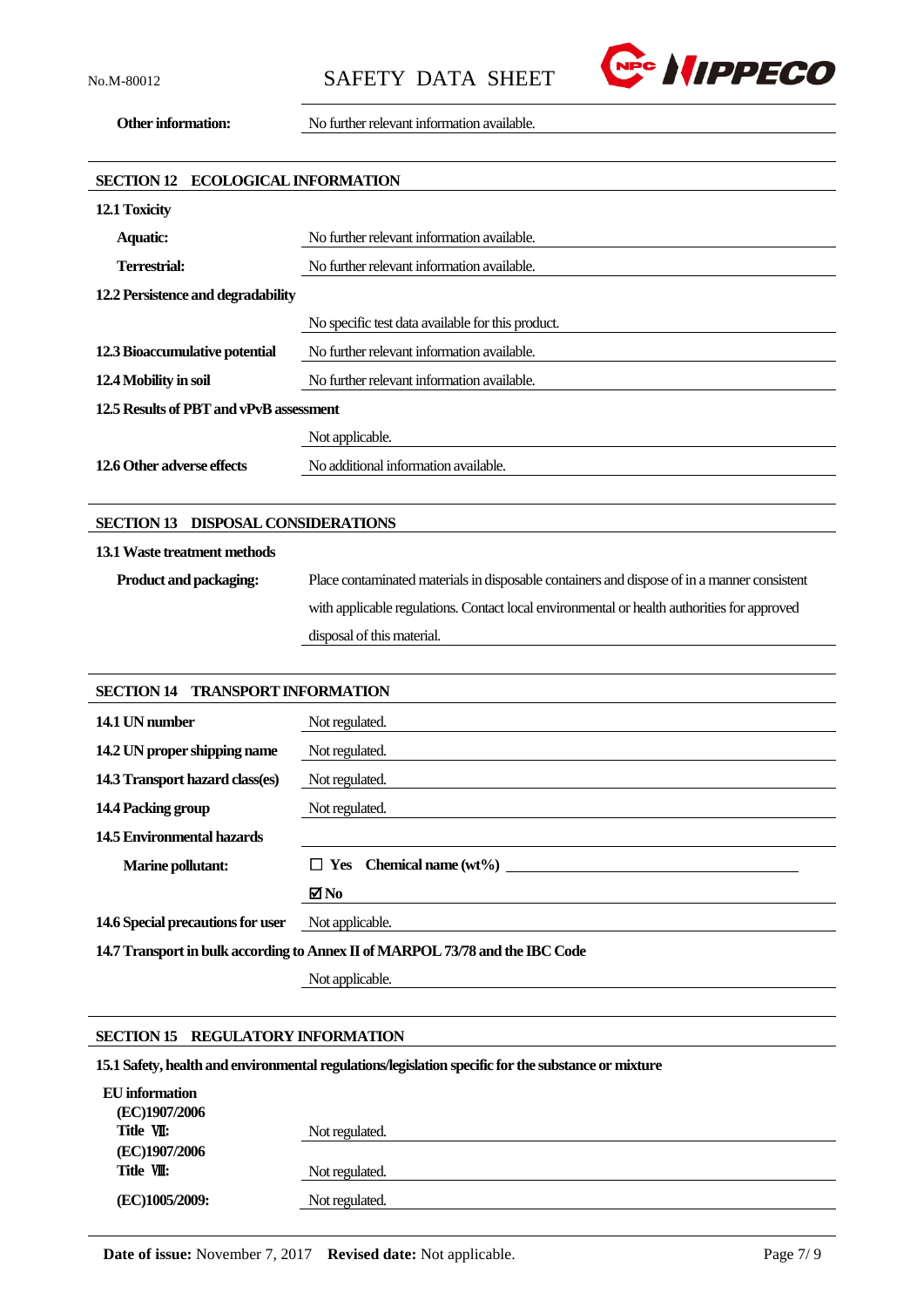**Other information:** No further relevant information available.

## SECTION 12 ECOLOGICAL INFORMATION

**12.1 Toxicity**

| | |
|---|---|
| **Aquatic:** | No further relevant information available. |
| **Terrestrial:** | No further relevant information available. |

**12.2 Persistence and degradability**

No specific test data available for this product.

| | |
|---|---|
| **12.3 Bioaccumulative potential** | No further relevant information available. |
| **12.4 Mobility in soil** | No further relevant information available. |

**12.5 Results of PBT and vPvB assessment**

Not applicable.

**12.6 Other adverse effects** No additional information available.

## SECTION 13 DISPOSAL CONSIDERATIONS

**13.1 Waste treatment methods**

**Product and packaging:** Place contaminated materials in disposable containers and dispose of in a manner consistent with applicable regulations. Contact local environmental or health authorities for approved disposal of this material.

## SECTION 14 TRANSPORT INFORMATION

| | |
|---|---|
| **14.1 UN number** | Not regulated. |
| **14.2 UN proper shipping name** | Not regulated. |
| **14.3 Transport hazard class(es)** | Not regulated. |
| **14.4 Packing group** | Not regulated. |
| **14.5 Environmental hazards** | |
| **Marine pollutant:** | ☐ **Yes** **Chemical name (wt%)** ______ |
| | ☑ **No** |
| **14.6 Special precautions for user** | Not applicable. |

**14.7 Transport in bulk according to Annex II of MARPOL 73/78 and the IBC Code**

Not applicable.

## SECTION 15 REGULATORY INFORMATION

**15.1 Safety, health and environmental regulations/legislation specific for the substance or mixture**

**EU information**

| | |
|---|---|
| **(EC)1907/2006 Title Ⅶ:** | Not regulated. |
| **(EC)1907/2006 Title Ⅷ:** | Not regulated. |
| **(EC)1005/2009:** | Not regulated. |

**Date of issue:** November 7, 2017 **Revised date:** Not applicable.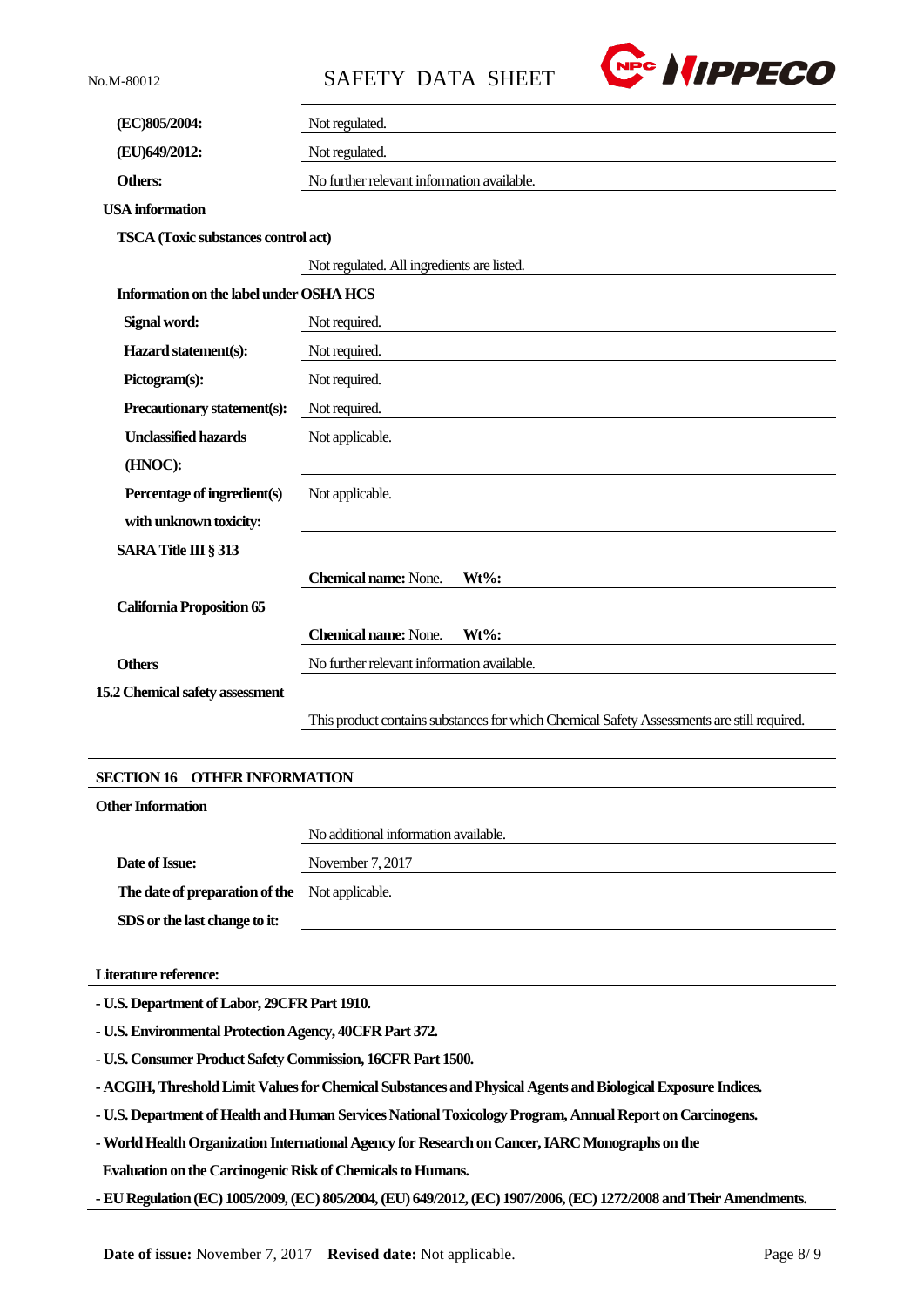| | |
|---|---|
| **(EC)805/2004:** | Not regulated. |
| **(EU)649/2012:** | Not regulated. |
| **Others:** | No further relevant information available. |

**USA information**

**TSCA (Toxic substances control act)**

Not regulated. All ingredients are listed.

**Information on the label under OSHA HCS**

| | |
|---|---|
| **Signal word:** | Not required. |
| **Hazard statement(s):** | Not required. |
| **Pictogram(s):** | Not required. |
| **Precautionary statement(s):** | Not required. |
| **Unclassified hazards (HNOC):** | Not applicable. |
| **Percentage of ingredient(s) with unknown toxicity:** | Not applicable. |

**SARA Title III § 313**

**Chemical name:** None. **Wt%:**

**California Proposition 65**

**Chemical name:** None. **Wt%:**

**Others** No further relevant information available.

**15.2 Chemical safety assessment**

This product contains substances for which Chemical Safety Assessments are still required.

## SECTION 16 OTHER INFORMATION

**Other Information**

No additional information available.

| | |
|---|---|
| **Date of Issue:** | November 7, 2017 |
| **The date of preparation of the SDS or the last change to it:** | Not applicable. |

**Literature reference:**

- **U.S. Department of Labor, 29CFR Part 1910.**
- **U.S. Environmental Protection Agency, 40CFR Part 372.**
- **U.S. Consumer Product Safety Commission, 16CFR Part 1500.**
- **ACGIH, Threshold Limit Values for Chemical Substances and Physical Agents and Biological Exposure Indices.**
- **U.S. Department of Health and Human Services National Toxicology Program, Annual Report on Carcinogens.**
- **World Health Organization International Agency for Research on Cancer, IARC Monographs on the Evaluation on the Carcinogenic Risk of Chemicals to Humans.**
- **EU Regulation (EC) 1005/2009, (EC) 805/2004, (EU) 649/2012, (EC) 1907/2006, (EC) 1272/2008 and Their Amendments.**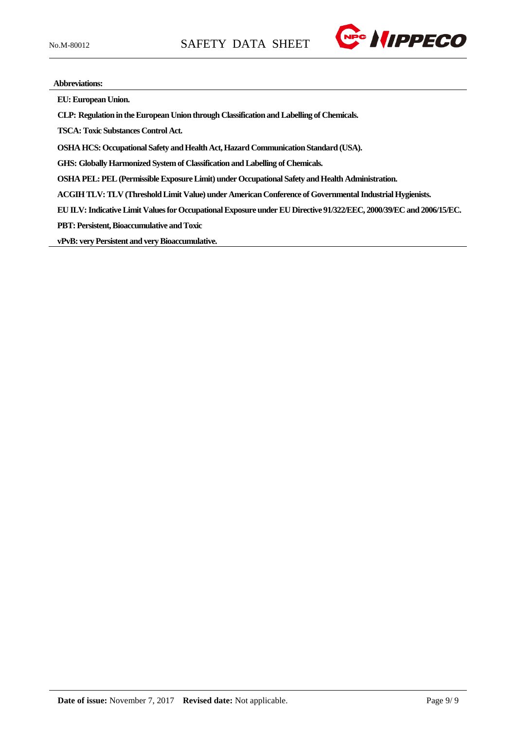**Abbreviations:**

**EU: European Union.**

**CLP: Regulation in the European Union through Classification and Labelling of Chemicals.**

**TSCA: Toxic Substances Control Act.**

**OSHA HCS: Occupational Safety and Health Act, Hazard Communication Standard (USA).**

**GHS: Globally Harmonized System of Classification and Labelling of Chemicals.**

**OSHA PEL: PEL (Permissible Exposure Limit) under Occupational Safety and Health Administration.**

**ACGIH TLV: TLV (Threshold Limit Value) under American Conference of Governmental Industrial Hygienists.**

**EU ILV: Indicative Limit Values for Occupational Exposure under EU Directive 91/322/EEC, 2000/39/EC and 2006/15/EC.**

**PBT: Persistent, Bioaccumulative and Toxic**

**vPvB: very Persistent and very Bioaccumulative.**

**Date of issue:** November 7, 2017 **Revised date:** Not applicable.